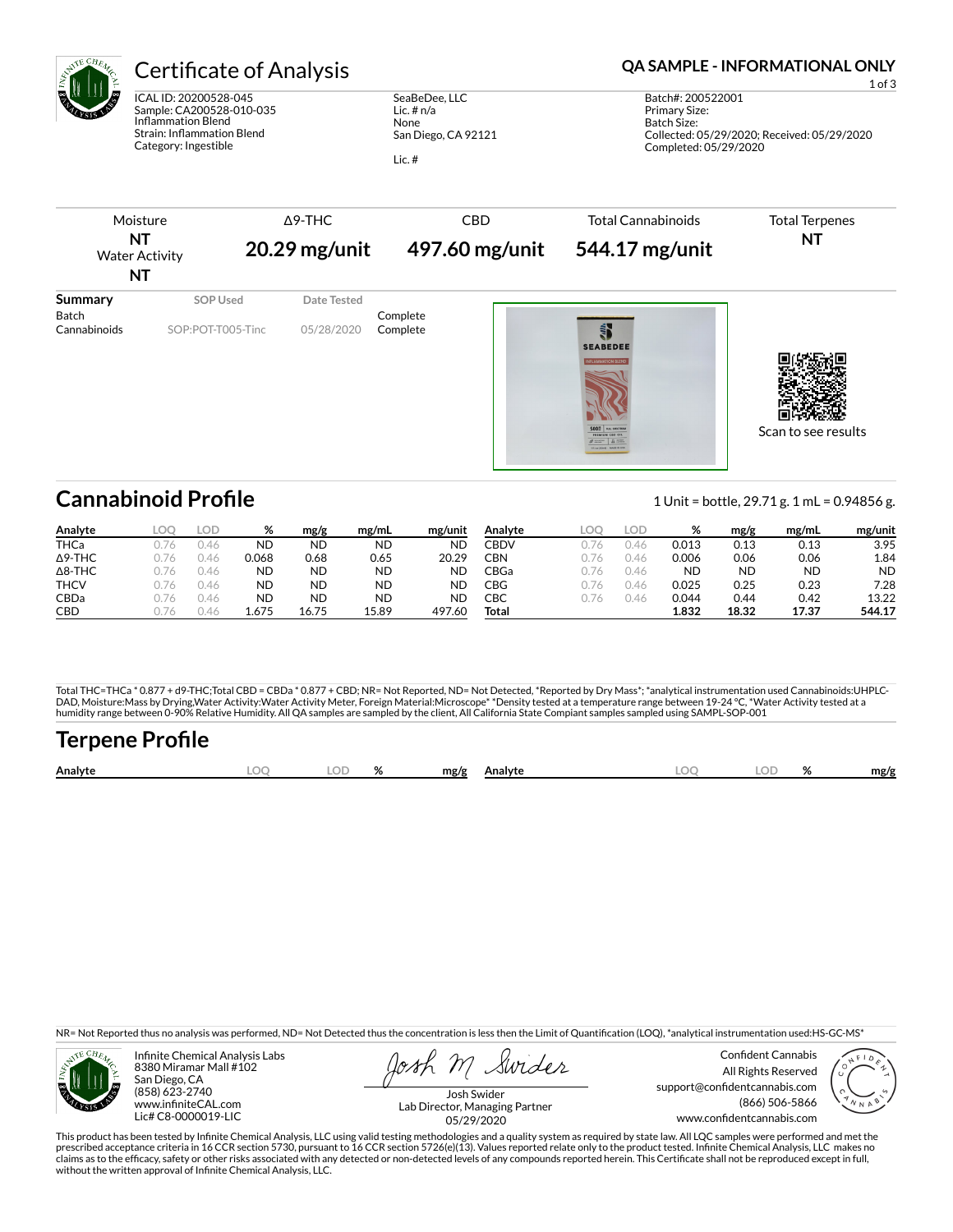# Certificate of Analysis

**QA SAMPLE - INFORMATIONAL ONLY**

ICAL ID: 20200528-045
Sample: CA200528-010-035
Inflammation Blend
Strain: Inflammation Blend
Category: Ingestible

SeaBeDee, LLC
Lic. # n/a
None
San Diego, CA 92121

Lic. #

Batch#: 200522001
Primary Size:
Batch Size:
Collected: 05/29/2020; Received: 05/29/2020
Completed: 05/29/2020

| Moisture | Δ9-THC | CBD | Total Cannabinoids | Total Terpenes |
|---|---|---|---|---|
| **NT** | **20.29 mg/unit** | **497.60 mg/unit** | **544.17 mg/unit** | **NT** |
| Water Activity **NT** | | | | |

| Summary | SOP Used | Date Tested | |
|---|---|---|---|
| Batch | | | Complete |
| Cannabinoids | SOP:POT-T005-Tinc | 05/28/2020 | Complete |

Scan to see results

## Cannabinoid Profile

1 Unit = bottle, 29.71 g. 1 mL = 0.94856 g.

| Analyte | LOQ | LOD | % | mg/g | mg/mL | mg/unit |
|---|---|---|---|---|---|---|
| THCa | 0.76 | 0.46 | ND | ND | ND | ND |
| Δ9-THC | 0.76 | 0.46 | 0.068 | 0.68 | 0.65 | 20.29 |
| Δ8-THC | 0.76 | 0.46 | ND | ND | ND | ND |
| THCV | 0.76 | 0.46 | ND | ND | ND | ND |
| CBDa | 0.76 | 0.46 | ND | ND | ND | ND |
| CBD | 0.76 | 0.46 | 1.675 | 16.75 | 15.89 | 497.60 |
| CBDV | 0.76 | 0.46 | 0.013 | 0.13 | 0.13 | 3.95 |
| CBN | 0.76 | 0.46 | 0.006 | 0.06 | 0.06 | 1.84 |
| CBGa | 0.76 | 0.46 | ND | ND | ND | ND |
| CBG | 0.76 | 0.46 | 0.025 | 0.25 | 0.23 | 7.28 |
| CBC | 0.76 | 0.46 | 0.044 | 0.44 | 0.42 | 13.22 |
| **Total** | | | **1.832** | **18.32** | **17.37** | **544.17** |

Total THC=THCa * 0.877 + d9-THC;Total CBD = CBDa * 0.877 + CBD; NR= Not Reported, ND= Not Detected, *Reported by Dry Mass*; *analytical instrumentation used Cannabinoids:UHPLC-DAD, Moisture:Mass by Drying,Water Activity:Water Activity Meter, Foreign Material:Microscope* *Density tested at a temperature range between 19-24 °C, *Water Activity tested at a humidity range between 0-90% Relative Humidity. All QA samples are sampled by the client, All California State Compiant samples sampled using SAMPL-SOP-001

## Terpene Profile

| Analyte | LOQ | LOD | % | mg/g | Analyte | LOQ | LOD | % | mg/g |
|---|---|---|---|---|---|---|---|---|---|

NR= Not Reported thus no analysis was performed, ND= Not Detected thus the concentration is less then the Limit of Quantification (LOQ), *analytical instrumentation used:HS-GC-MS*

Infinite Chemical Analysis Labs
8380 Miramar Mall #102
San Diego, CA
(858) 623-2740
www.infiniteCAL.com
Lic# C8-0000019-LIC

Josh Swider
Lab Director, Managing Partner
05/29/2020

Confident Cannabis
All Rights Reserved
support@confidentcannabis.com
(866) 506-5866
www.confidentcannabis.com

This product has been tested by Infinite Chemical Analysis, LLC using valid testing methodologies and a quality system as required by state law. All LQC samples were performed and met the prescribed acceptance criteria in 16 CCR section 5730, pursuant to 16 CCR section 5726(e)(13). Values reported relate only to the product tested. Infinite Chemical Analysis, LLC makes no claims as to the efficacy, safety or other risks associated with any detected or non-detected levels of any compounds reported herein. This Certificate shall not be reproduced except in full, without the written approval of Infinite Chemical Analysis, LLC.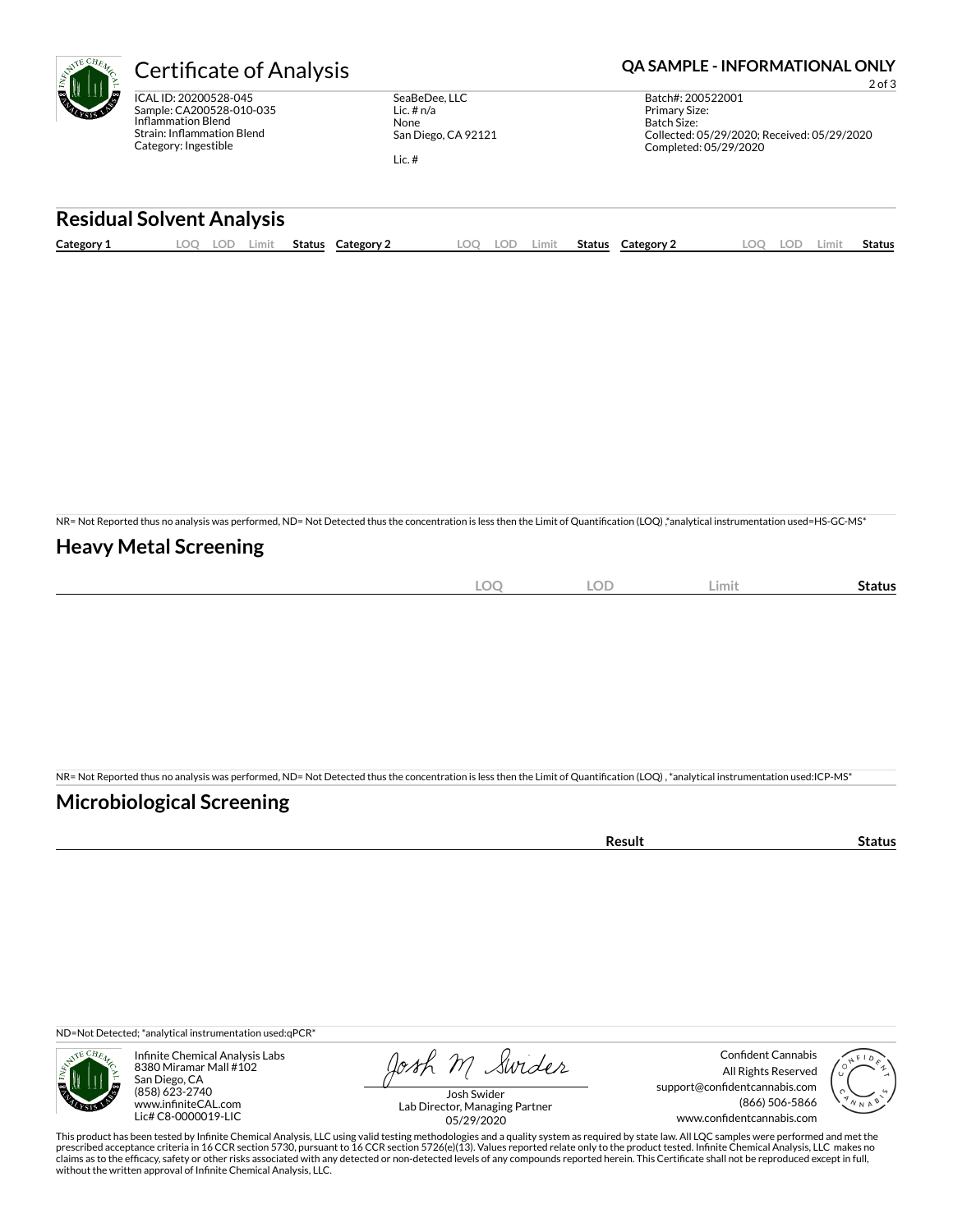# Certificate of Analysis

**QA SAMPLE - INFORMATIONAL ONLY**

ICAL ID: 20200528-045
Sample: CA200528-010-035
Inflammation Blend
Strain: Inflammation Blend
Category: Ingestible

SeaBeDee, LLC
Lic. # n/a
None
San Diego, CA 92121

Lic. #

Batch#: 200522001
Primary Size:
Batch Size:
Collected: 05/29/2020; Received: 05/29/2020
Completed: 05/29/2020

## Residual Solvent Analysis

| Category 1 | LOQ | LOD | Limit | Status | Category 2 | LOQ | LOD | Limit | Status | Category 2 | LOQ | LOD | Limit | Status |
|---|---|---|---|---|---|---|---|---|---|---|---|---|---|---|

NR= Not Reported thus no analysis was performed, ND= Not Detected thus the concentration is less then the Limit of Quantification (LOQ) ,*analytical instrumentation used=HS-GC-MS*

## Heavy Metal Screening

| | LOQ | LOD | Limit | Status |
|---|---|---|---|---|

NR= Not Reported thus no analysis was performed, ND= Not Detected thus the concentration is less then the Limit of Quantification (LOQ) , *analytical instrumentation used:ICP-MS*

## Microbiological Screening

| | Result | Status |
|---|---|---|

ND=Not Detected; *analytical instrumentation used:qPCR*

Infinite Chemical Analysis Labs
8380 Miramar Mall #102
San Diego, CA
(858) 623-2740
www.infiniteCAL.com
Lic# C8-0000019-LIC

Josh Swider
Lab Director, Managing Partner
05/29/2020

Confident Cannabis
All Rights Reserved
support@confidentcannabis.com
(866) 506-5866
www.confidentcannabis.com

This product has been tested by Infinite Chemical Analysis, LLC using valid testing methodologies and a quality system as required by state law. All LQC samples were performed and met the prescribed acceptance criteria in 16 CCR section 5730, pursuant to 16 CCR section 5726(e)(13). Values reported relate only to the product tested. Infinite Chemical Analysis, LLC makes no claims as to the efficacy, safety or other risks associated with any detected or non-detected levels of any compounds reported herein. This Certificate shall not be reproduced except in full, without the written approval of Infinite Chemical Analysis, LLC.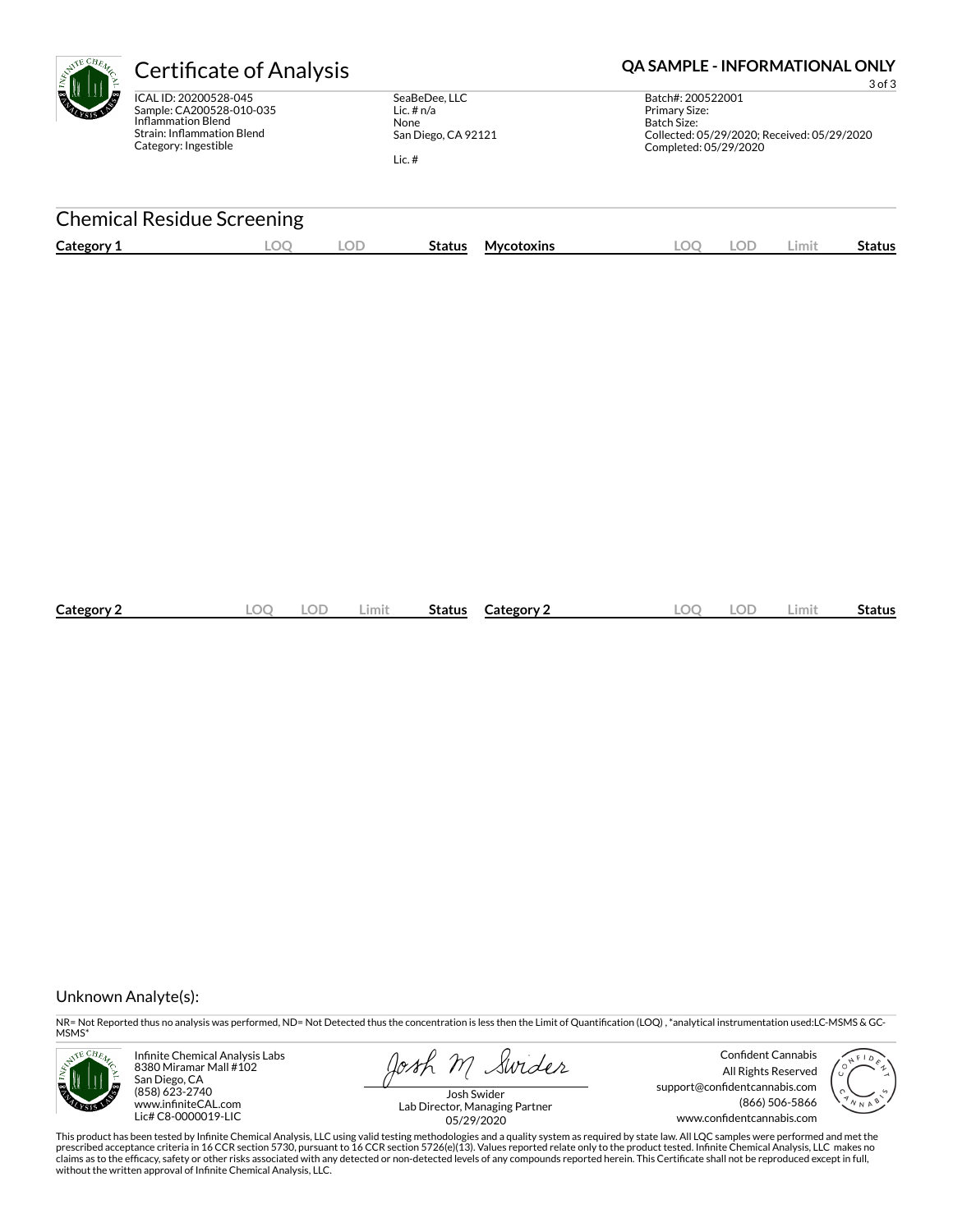# Certificate of Analysis

**QA SAMPLE - INFORMATIONAL ONLY**

ICAL ID: 20200528-045
Sample: CA200528-010-035
Inflammation Blend
Strain: Inflammation Blend
Category: Ingestible

SeaBeDee, LLC
Lic. # n/a
None
San Diego, CA 92121

Lic. #

Batch#: 200522001
Primary Size:
Batch Size:
Collected: 05/29/2020; Received: 05/29/2020
Completed: 05/29/2020

## Chemical Residue Screening

| Category 1 | LOQ | LOD | Status |
|---|---|---|---|

| Mycotoxins | LOQ | LOD | Limit | Status |
|---|---|---|---|---|

| Category 2 | LOQ | LOD | Limit | Status |
|---|---|---|---|---|

| Category 2 | LOQ | LOD | Limit | Status |
|---|---|---|---|---|

Unknown Analyte(s):

NR= Not Reported thus no analysis was performed, ND= Not Detected thus the concentration is less then the Limit of Quantification (LOQ) , *analytical instrumentation used:LC-MSMS & GC-MSMS*

Infinite Chemical Analysis Labs
8380 Miramar Mall #102
San Diego, CA
(858) 623-2740
www.infiniteCAL.com
Lic# C8-0000019-LIC

Josh Swider
Lab Director, Managing Partner
05/29/2020

Confident Cannabis
All Rights Reserved
support@confidentcannabis.com
(866) 506-5866
www.confidentcannabis.com

This product has been tested by Infinite Chemical Analysis, LLC using valid testing methodologies and a quality system as required by state law. All LQC samples were performed and met the prescribed acceptance criteria in 16 CCR section 5730, pursuant to 16 CCR section 5726(e)(13). Values reported relate only to the product tested. Infinite Chemical Analysis, LLC makes no claims as to the efficacy, safety or other risks associated with any detected or non-detected levels of any compounds reported herein. This Certificate shall not be reproduced except in full, without the written approval of Infinite Chemical Analysis, LLC.